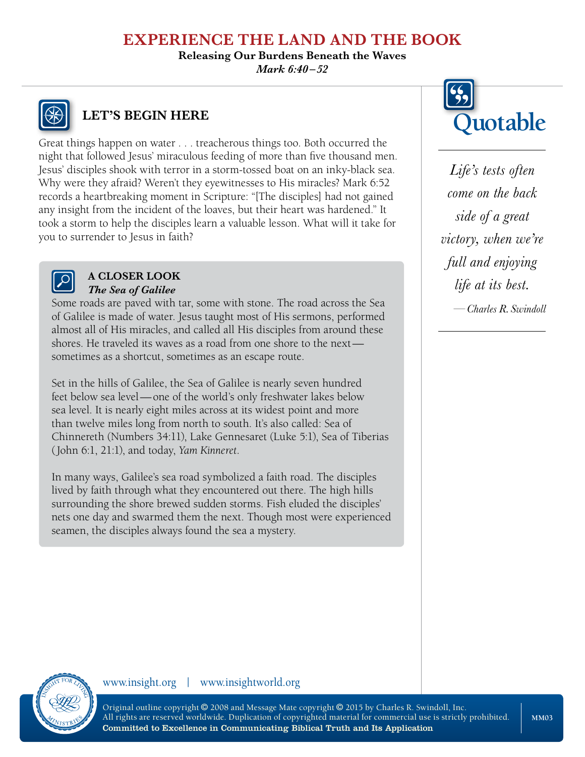# EXPERIENCE THE LAND AND THE BOOK

**Releasing Our Burdens Beneath the Waves**

***Mark 6:40–52***

## LET'S BEGIN HERE

Great things happen on water . . . treacherous things too. Both occurred the night that followed Jesus' miraculous feeding of more than five thousand men. Jesus' disciples shook with terror in a storm-tossed boat on an inky-black sea. Why were they afraid? Weren't they eyewitnesses to His miracles? Mark 6:52 records a heartbreaking moment in Scripture: "[The disciples] had not gained any insight from the incident of the loaves, but their heart was hardened." It took a storm to help the disciples learn a valuable lesson. What will it take for you to surrender to Jesus in faith?

### A CLOSER LOOK
***The Sea of Galilee***

Some roads are paved with tar, some with stone. The road across the Sea of Galilee is made of water. Jesus taught most of His sermons, performed almost all of His miracles, and called all His disciples from around these shores. He traveled its waves as a road from one shore to the next—sometimes as a shortcut, sometimes as an escape route.

Set in the hills of Galilee, the Sea of Galilee is nearly seven hundred feet below sea level—one of the world's only freshwater lakes below sea level. It is nearly eight miles across at its widest point and more than twelve miles long from north to south. It's also called: Sea of Chinnereth (Numbers 34:11), Lake Gennesaret (Luke 5:1), Sea of Tiberias (John 6:1, 21:1), and today, *Yam Kinneret*.

In many ways, Galilee's sea road symbolized a faith road. The disciples lived by faith through what they encountered out there. The high hills surrounding the shore brewed sudden storms. Fish eluded the disciples' nets one day and swarmed them the next. Though most were experienced seamen, the disciples always found the sea a mystery.

## Quotable

*Life's tests often come on the back side of a great victory, when we're full and enjoying life at its best.*

*—Charles R. Swindoll*

www.insight.org | www.insightworld.org

Original outline copyright © 2008 and Message Mate copyright © 2015 by Charles R. Swindoll, Inc. All rights are reserved worldwide. Duplication of copyrighted material for commercial use is strictly prohibited.
**Committed to Excellence in Communicating Biblical Truth and Its Application**

MM03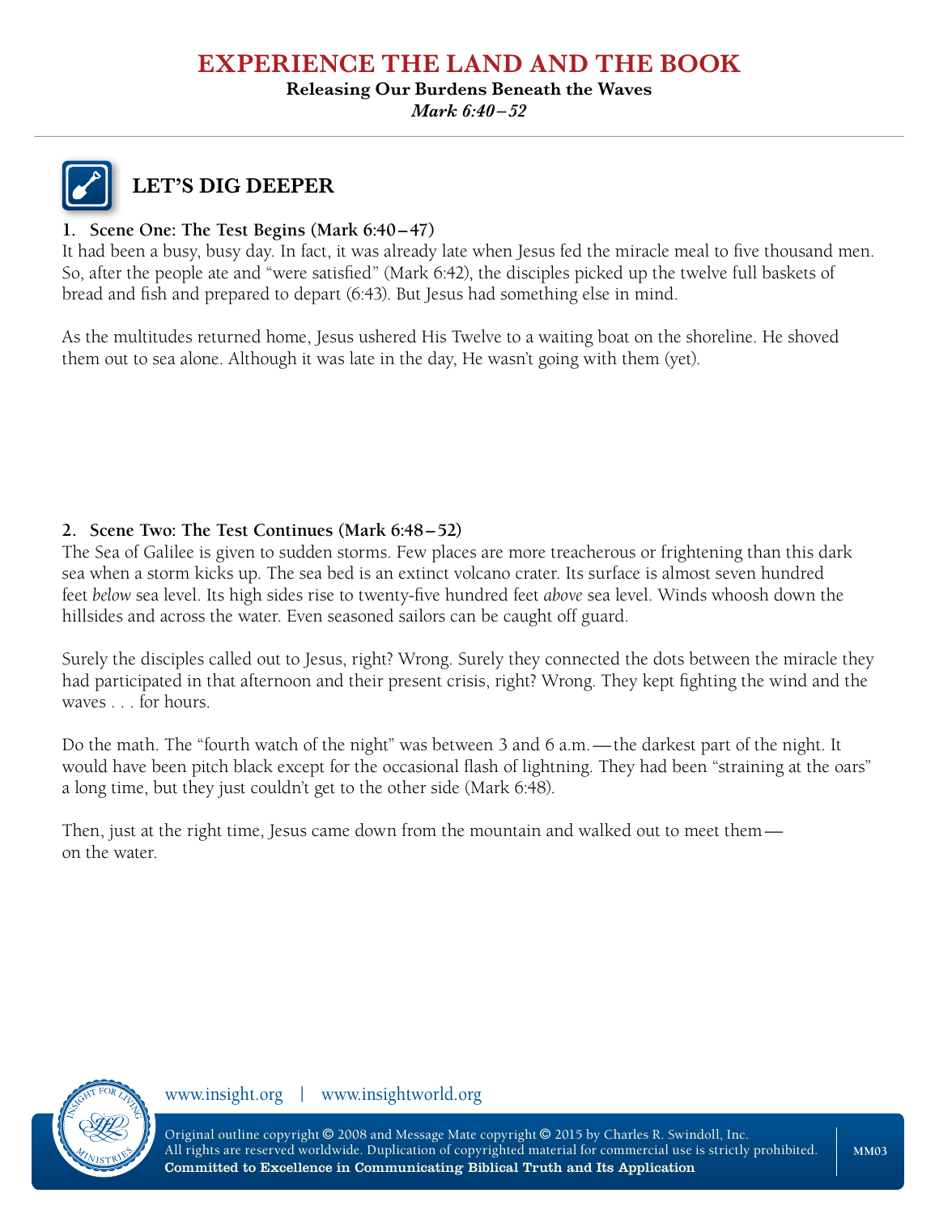# EXPERIENCE THE LAND AND THE BOOK

**Releasing Our Burdens Beneath the Waves**

*Mark 6:40–52*

## LET'S DIG DEEPER

**1. Scene One: The Test Begins (Mark 6:40–47)**

It had been a busy, busy day. In fact, it was already late when Jesus fed the miracle meal to five thousand men. So, after the people ate and "were satisfied" (Mark 6:42), the disciples picked up the twelve full baskets of bread and fish and prepared to depart (6:43). But Jesus had something else in mind.

As the multitudes returned home, Jesus ushered His Twelve to a waiting boat on the shoreline. He shoved them out to sea alone. Although it was late in the day, He wasn't going with them (yet).

**2. Scene Two: The Test Continues (Mark 6:48–52)**

The Sea of Galilee is given to sudden storms. Few places are more treacherous or frightening than this dark sea when a storm kicks up. The sea bed is an extinct volcano crater. Its surface is almost seven hundred feet *below* sea level. Its high sides rise to twenty-five hundred feet *above* sea level. Winds whoosh down the hillsides and across the water. Even seasoned sailors can be caught off guard.

Surely the disciples called out to Jesus, right? Wrong. Surely they connected the dots between the miracle they had participated in that afternoon and their present crisis, right? Wrong. They kept fighting the wind and the waves . . . for hours.

Do the math. The "fourth watch of the night" was between 3 and 6 a.m.—the darkest part of the night. It would have been pitch black except for the occasional flash of lightning. They had been "straining at the oars" a long time, but they just couldn't get to the other side (Mark 6:48).

Then, just at the right time, Jesus came down from the mountain and walked out to meet them—on the water.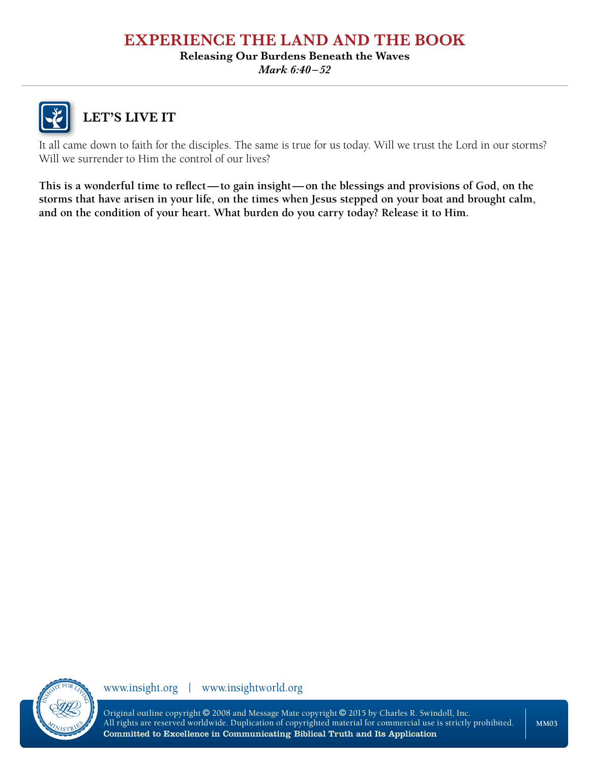# EXPERIENCE THE LAND AND THE BOOK

**Releasing Our Burdens Beneath the Waves**

*Mark 6:40–52*

## LET'S LIVE IT

It all came down to faith for the disciples. The same is true for us today. Will we trust the Lord in our storms? Will we surrender to Him the control of our lives?

**This is a wonderful time to reflect—to gain insight—on the blessings and provisions of God, on the storms that have arisen in your life, on the times when Jesus stepped on your boat and brought calm, and on the condition of your heart. What burden do you carry today? Release it to Him.**

www.insight.org | www.insightworld.org

Original outline copyright © 2008 and Message Mate copyright © 2015 by Charles R. Swindoll, Inc.
All rights are reserved worldwide. Duplication of copyrighted material for commercial use is strictly prohibited.
**Committed to Excellence in Communicating Biblical Truth and Its Application**

MM03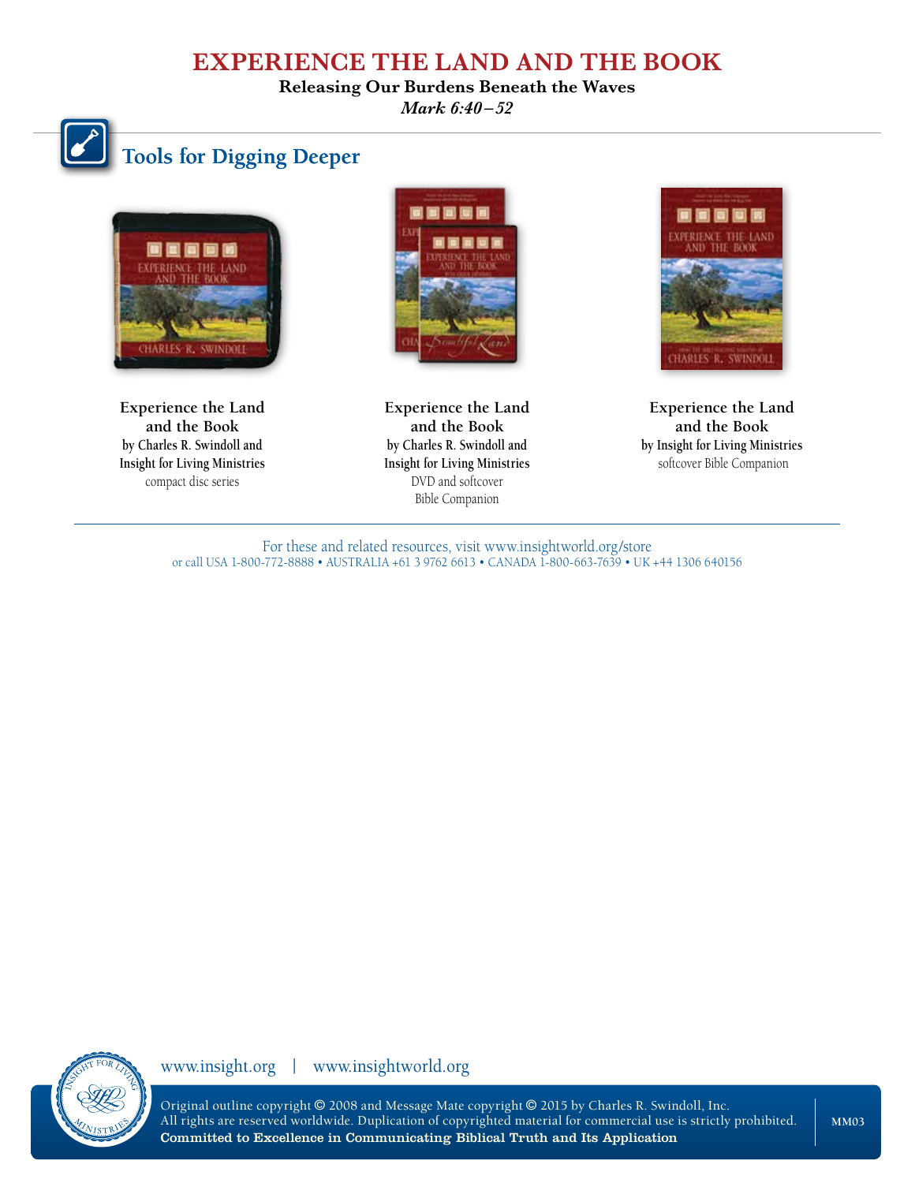# EXPERIENCE THE LAND AND THE BOOK

**Releasing Our Burdens Beneath the Waves**

*Mark 6:40–52*

## Tools for Digging Deeper

**Experience the Land and the Book**
by Charles R. Swindoll and Insight for Living Ministries
compact disc series

**Experience the Land and the Book**
by Charles R. Swindoll and Insight for Living Ministries
DVD and softcover Bible Companion

**Experience the Land and the Book**
by Insight for Living Ministries
softcover Bible Companion

For these and related resources, visit www.insightworld.org/store
or call USA 1-800-772-8888 • AUSTRALIA +61 3 9762 6613 • CANADA 1-800-663-7639 • UK +44 1306 640156

www.insight.org | www.insightworld.org

Original outline copyright © 2008 and Message Mate copyright © 2015 by Charles R. Swindoll, Inc.
All rights are reserved worldwide. Duplication of copyrighted material for commercial use is strictly prohibited.
**Committed to Excellence in Communicating Biblical Truth and Its Application**

MM03